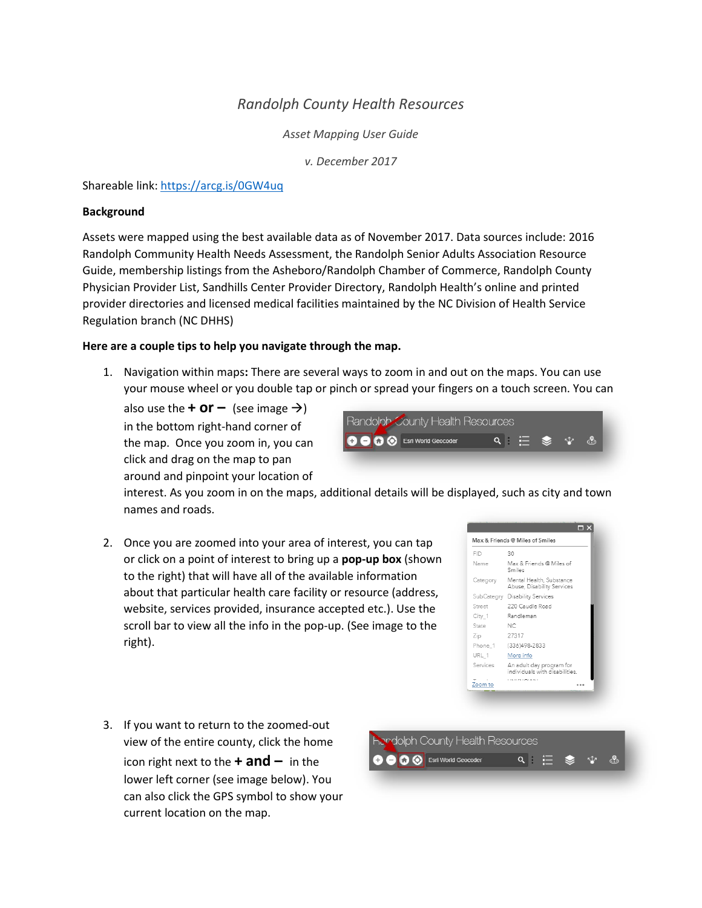*Randolph County Health Resources*

*Asset Mapping User Guide*

*v. December 2017*

Shareable link: https://arcg.is/0GW4uq

**Background**

Assets were mapped using the best available data as of November 2017. Data sources include: 2016 Randolph Community Health Needs Assessment, the Randolph Senior Adults Association Resource Guide, membership listings from the Asheboro/Randolph Chamber of Commerce, Randolph County Physician Provider List, Sandhills Center Provider Directory, Randolph Health's online and printed provider directories and licensed medical facilities maintained by the NC Division of Health Service Regulation branch (NC DHHS)

**Here are a couple tips to help you navigate through the map.**

1. Navigation within maps**:** There are several ways to zoom in and out on the maps. You can use your mouse wheel or you double tap or pinch or spread your fingers on a touch screen. You can also use the **+ or –** (see image →) in the bottom right-hand corner of the map. Once you zoom in, you can click and drag on the map to pan around and pinpoint your location of interest. As you zoom in on the maps, additional details will be displayed, such as city and town names and roads.

2. Once you are zoomed into your area of interest, you can tap or click on a point of interest to bring up a **pop-up box** (shown to the right) that will have all of the available information about that particular health care facility or resource (address, website, services provided, insurance accepted etc.). Use the scroll bar to view all the info in the pop-up. (See image to the right).

3. If you want to return to the zoomed-out view of the entire county, click the home icon right next to the **+ and –** in the lower left corner (see image below). You can also click the GPS symbol to show your current location on the map.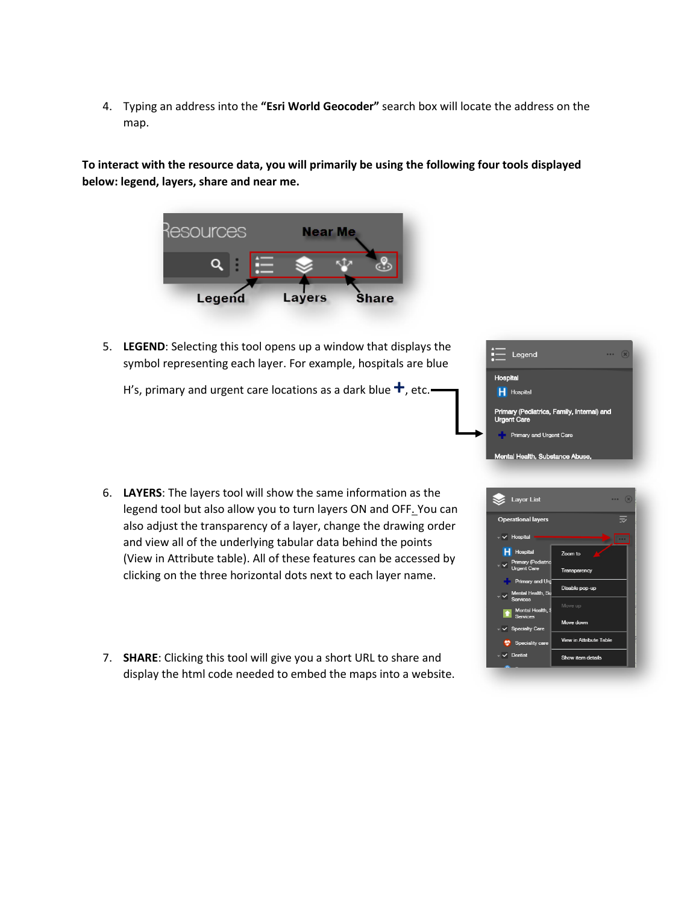4. Typing an address into the **"Esri World Geocoder"** search box will locate the address on the map.

**To interact with the resource data, you will primarily be using the following four tools displayed below: legend, layers, share and near me.**

5. **LEGEND**: Selecting this tool opens up a window that displays the symbol representing each layer. For example, hospitals are blue H's, primary and urgent care locations as a dark blue **+**, etc.

6. **LAYERS**: The layers tool will show the same information as the legend tool but also allow you to turn layers ON and OFF. You can also adjust the transparency of a layer, change the drawing order and view all of the underlying tabular data behind the points (View in Attribute table). All of these features can be accessed by clicking on the three horizontal dots next to each layer name.

7. **SHARE**: Clicking this tool will give you a short URL to share and display the html code needed to embed the maps into a website.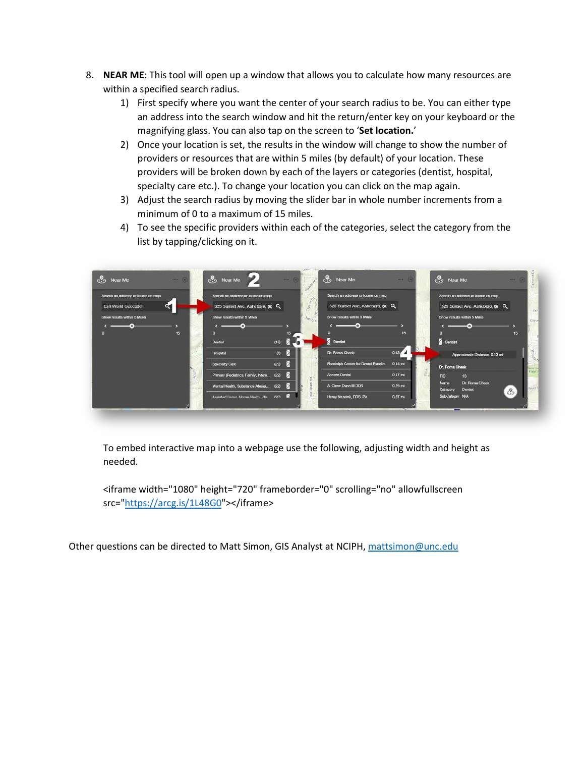8. **NEAR ME**: This tool will open up a window that allows you to calculate how many resources are within a specified search radius.
    1) First specify where you want the center of your search radius to be. You can either type an address into the search window and hit the return/enter key on your keyboard or the magnifying glass. You can also tap on the screen to '**Set location.**'
    2) Once your location is set, the results in the window will change to show the number of providers or resources that are within 5 miles (by default) of your location. These providers will be broken down by each of the layers or categories (dentist, hospital, specialty care etc.). To change your location you can click on the map again.
    3) Adjust the search radius by moving the slider bar in whole number increments from a minimum of 0 to a maximum of 15 miles.
    4) To see the specific providers within each of the categories, select the category from the list by tapping/clicking on it.

To embed interactive map into a webpage use the following, adjusting width and height as needed.

```
<iframe width="1080" height="720" frameborder="0" scrolling="no" allowfullscreen src="https://arcg.is/1L48G0"></iframe>
```

Other questions can be directed to Matt Simon, GIS Analyst at NCIPH, mattsimon@unc.edu